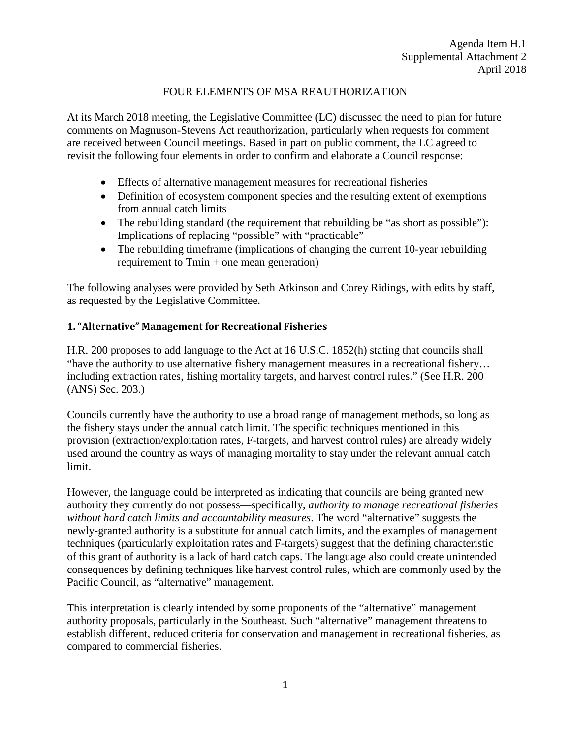Agenda Item H.1
Supplemental Attachment 2
April 2018

# FOUR ELEMENTS OF MSA REAUTHORIZATION

At its March 2018 meeting, the Legislative Committee (LC) discussed the need to plan for future comments on Magnuson-Stevens Act reauthorization, particularly when requests for comment are received between Council meetings. Based in part on public comment, the LC agreed to revisit the following four elements in order to confirm and elaborate a Council response:

- Effects of alternative management measures for recreational fisheries
- Definition of ecosystem component species and the resulting extent of exemptions from annual catch limits
- The rebuilding standard (the requirement that rebuilding be "as short as possible"): Implications of replacing "possible" with "practicable"
- The rebuilding timeframe (implications of changing the current 10-year rebuilding requirement to Tmin + one mean generation)

The following analyses were provided by Seth Atkinson and Corey Ridings, with edits by staff, as requested by the Legislative Committee.

## 1. "Alternative" Management for Recreational Fisheries

H.R. 200 proposes to add language to the Act at 16 U.S.C. 1852(h) stating that councils shall "have the authority to use alternative fishery management measures in a recreational fishery… including extraction rates, fishing mortality targets, and harvest control rules." (See H.R. 200 (ANS) Sec. 203.)

Councils currently have the authority to use a broad range of management methods, so long as the fishery stays under the annual catch limit. The specific techniques mentioned in this provision (extraction/exploitation rates, F-targets, and harvest control rules) are already widely used around the country as ways of managing mortality to stay under the relevant annual catch limit.

However, the language could be interpreted as indicating that councils are being granted new authority they currently do not possess—specifically, *authority to manage recreational fisheries without hard catch limits and accountability measures*. The word "alternative" suggests the newly-granted authority is a substitute for annual catch limits, and the examples of management techniques (particularly exploitation rates and F-targets) suggest that the defining characteristic of this grant of authority is a lack of hard catch caps. The language also could create unintended consequences by defining techniques like harvest control rules, which are commonly used by the Pacific Council, as "alternative" management.

This interpretation is clearly intended by some proponents of the "alternative" management authority proposals, particularly in the Southeast. Such "alternative" management threatens to establish different, reduced criteria for conservation and management in recreational fisheries, as compared to commercial fisheries.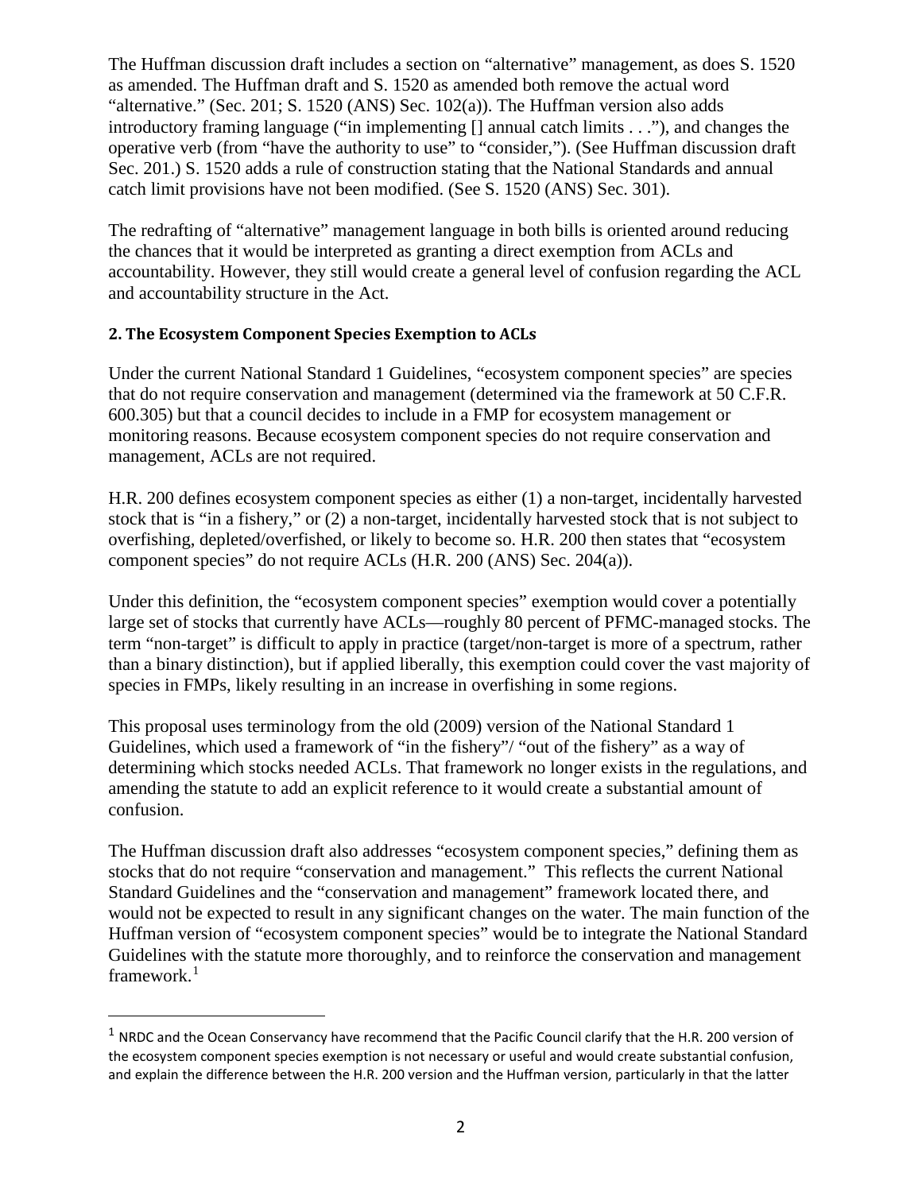The Huffman discussion draft includes a section on "alternative" management, as does S. 1520 as amended. The Huffman draft and S. 1520 as amended both remove the actual word "alternative." (Sec. 201; S. 1520 (ANS) Sec. 102(a)). The Huffman version also adds introductory framing language ("in implementing [] annual catch limits . . ."), and changes the operative verb (from "have the authority to use" to "consider,"). (See Huffman discussion draft Sec. 201.) S. 1520 adds a rule of construction stating that the National Standards and annual catch limit provisions have not been modified. (See S. 1520 (ANS) Sec. 301).

The redrafting of "alternative" management language in both bills is oriented around reducing the chances that it would be interpreted as granting a direct exemption from ACLs and accountability. However, they still would create a general level of confusion regarding the ACL and accountability structure in the Act.

**2. The Ecosystem Component Species Exemption to ACLs**

Under the current National Standard 1 Guidelines, "ecosystem component species" are species that do not require conservation and management (determined via the framework at 50 C.F.R. 600.305) but that a council decides to include in a FMP for ecosystem management or monitoring reasons. Because ecosystem component species do not require conservation and management, ACLs are not required.

H.R. 200 defines ecosystem component species as either (1) a non-target, incidentally harvested stock that is "in a fishery," or (2) a non-target, incidentally harvested stock that is not subject to overfishing, depleted/overfished, or likely to become so. H.R. 200 then states that "ecosystem component species" do not require ACLs (H.R. 200 (ANS) Sec. 204(a)).

Under this definition, the "ecosystem component species" exemption would cover a potentially large set of stocks that currently have ACLs—roughly 80 percent of PFMC-managed stocks. The term "non-target" is difficult to apply in practice (target/non-target is more of a spectrum, rather than a binary distinction), but if applied liberally, this exemption could cover the vast majority of species in FMPs, likely resulting in an increase in overfishing in some regions.

This proposal uses terminology from the old (2009) version of the National Standard 1 Guidelines, which used a framework of "in the fishery"/ "out of the fishery" as a way of determining which stocks needed ACLs. That framework no longer exists in the regulations, and amending the statute to add an explicit reference to it would create a substantial amount of confusion.

The Huffman discussion draft also addresses "ecosystem component species," defining them as stocks that do not require "conservation and management." This reflects the current National Standard Guidelines and the "conservation and management" framework located there, and would not be expected to result in any significant changes on the water. The main function of the Huffman version of "ecosystem component species" would be to integrate the National Standard Guidelines with the statute more thoroughly, and to reinforce the conservation and management framework.[1]

[1] NRDC and the Ocean Conservancy have recommend that the Pacific Council clarify that the H.R. 200 version of the ecosystem component species exemption is not necessary or useful and would create substantial confusion, and explain the difference between the H.R. 200 version and the Huffman version, particularly in that the latter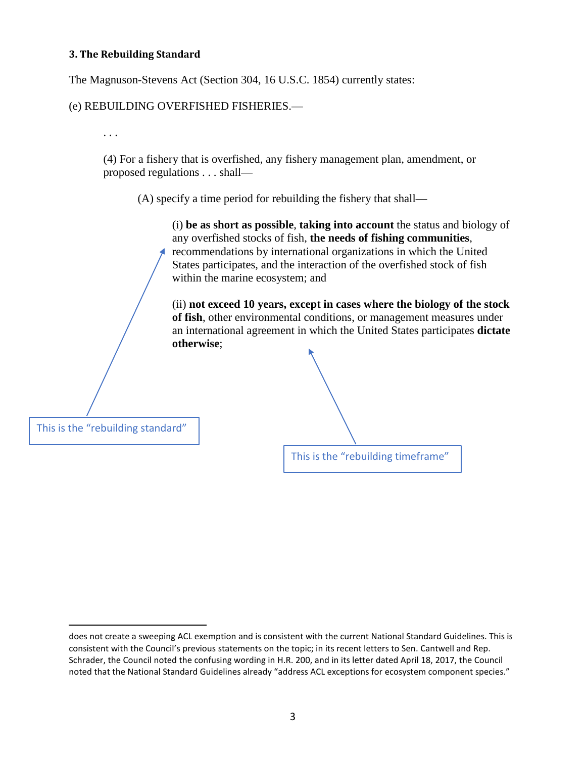### 3. The Rebuilding Standard

The Magnuson-Stevens Act (Section 304, 16 U.S.C. 1854) currently states:

(e) REBUILDING OVERFISHED FISHERIES.—

> . . .
>
> (4) For a fishery that is overfished, any fishery management plan, amendment, or proposed regulations . . . shall—
>
> > (A) specify a time period for rebuilding the fishery that shall—
> >
> > > (i) **be as short as possible**, **taking into account** the status and biology of any overfished stocks of fish, **the needs of fishing communities**, recommendations by international organizations in which the United States participates, and the interaction of the overfished stock of fish within the marine ecosystem; and
> > >
> > > (ii) **not exceed 10 years, except in cases where the biology of the stock of fish**, other environmental conditions, or management measures under an international agreement in which the United States participates **dictate otherwise**;

This is the "rebuilding standard"

This is the "rebuilding timeframe"

---

does not create a sweeping ACL exemption and is consistent with the current National Standard Guidelines. This is consistent with the Council's previous statements on the topic; in its recent letters to Sen. Cantwell and Rep. Schrader, the Council noted the confusing wording in H.R. 200, and in its letter dated April 18, 2017, the Council noted that the National Standard Guidelines already "address ACL exceptions for ecosystem component species."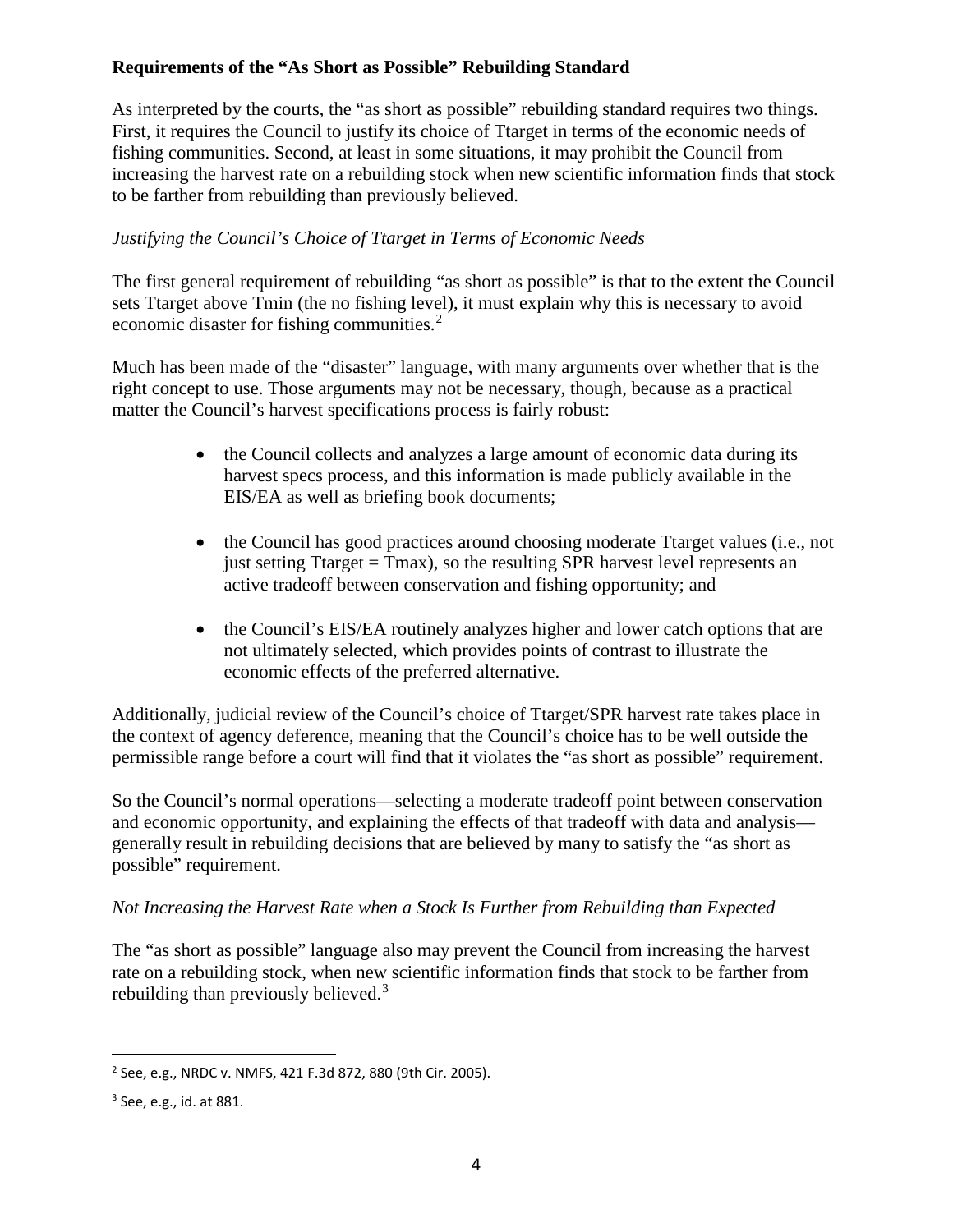**Requirements of the "As Short as Possible" Rebuilding Standard**

As interpreted by the courts, the "as short as possible" rebuilding standard requires two things. First, it requires the Council to justify its choice of Ttarget in terms of the economic needs of fishing communities. Second, at least in some situations, it may prohibit the Council from increasing the harvest rate on a rebuilding stock when new scientific information finds that stock to be farther from rebuilding than previously believed.

*Justifying the Council's Choice of Ttarget in Terms of Economic Needs*

The first general requirement of rebuilding "as short as possible" is that to the extent the Council sets Ttarget above Tmin (the no fishing level), it must explain why this is necessary to avoid economic disaster for fishing communities.[2]

Much has been made of the "disaster" language, with many arguments over whether that is the right concept to use. Those arguments may not be necessary, though, because as a practical matter the Council's harvest specifications process is fairly robust:

- the Council collects and analyzes a large amount of economic data during its harvest specs process, and this information is made publicly available in the EIS/EA as well as briefing book documents;
- the Council has good practices around choosing moderate Ttarget values (i.e., not just setting Ttarget = Tmax), so the resulting SPR harvest level represents an active tradeoff between conservation and fishing opportunity; and
- the Council's EIS/EA routinely analyzes higher and lower catch options that are not ultimately selected, which provides points of contrast to illustrate the economic effects of the preferred alternative.

Additionally, judicial review of the Council's choice of Ttarget/SPR harvest rate takes place in the context of agency deference, meaning that the Council's choice has to be well outside the permissible range before a court will find that it violates the "as short as possible" requirement.

So the Council's normal operations—selecting a moderate tradeoff point between conservation and economic opportunity, and explaining the effects of that tradeoff with data and analysis—generally result in rebuilding decisions that are believed by many to satisfy the "as short as possible" requirement.

*Not Increasing the Harvest Rate when a Stock Is Further from Rebuilding than Expected*

The "as short as possible" language also may prevent the Council from increasing the harvest rate on a rebuilding stock, when new scientific information finds that stock to be farther from rebuilding than previously believed.[3]

---

[2] See, e.g., NRDC v. NMFS, 421 F.3d 872, 880 (9th Cir. 2005).

[3] See, e.g., id. at 881.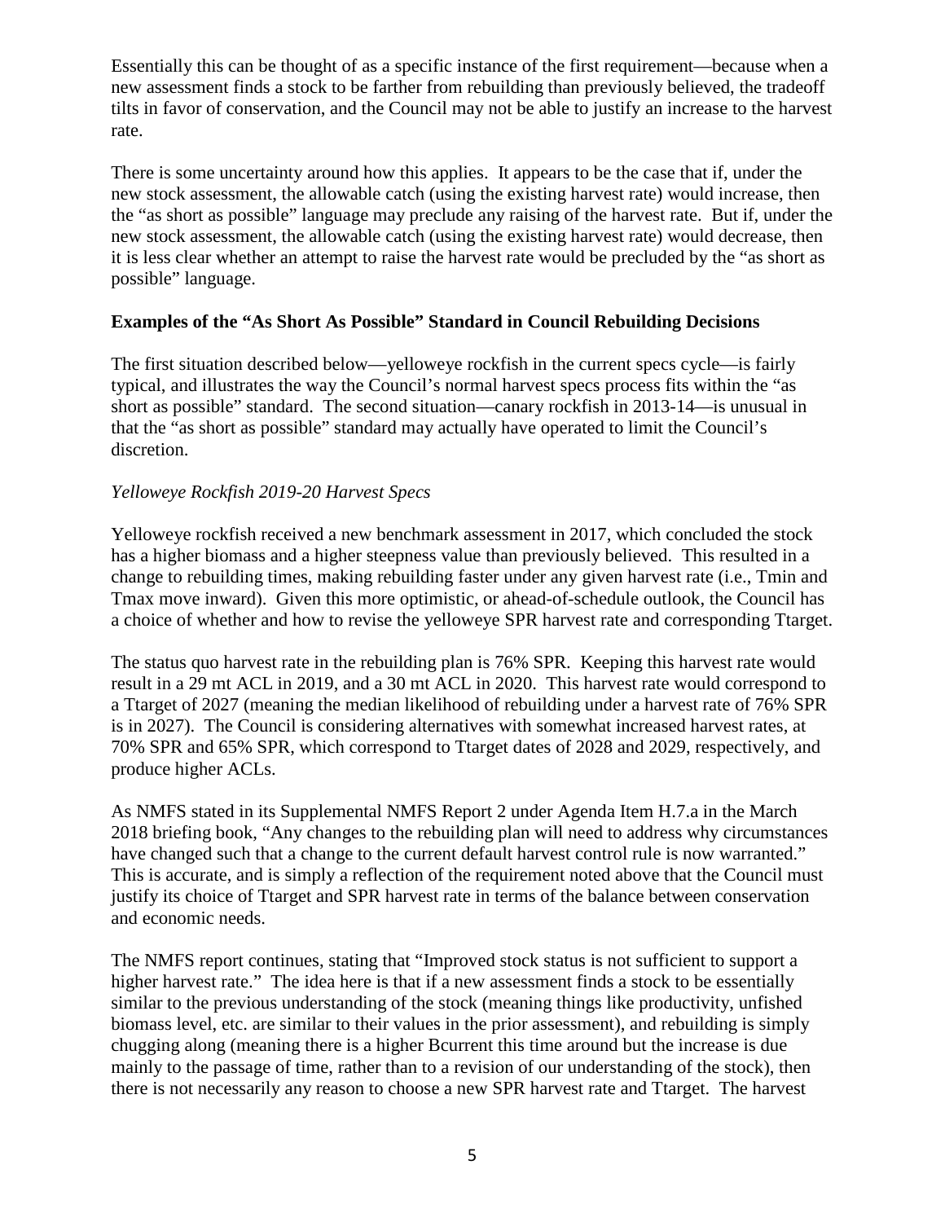Essentially this can be thought of as a specific instance of the first requirement—because when a new assessment finds a stock to be farther from rebuilding than previously believed, the tradeoff tilts in favor of conservation, and the Council may not be able to justify an increase to the harvest rate.

There is some uncertainty around how this applies. It appears to be the case that if, under the new stock assessment, the allowable catch (using the existing harvest rate) would increase, then the "as short as possible" language may preclude any raising of the harvest rate. But if, under the new stock assessment, the allowable catch (using the existing harvest rate) would decrease, then it is less clear whether an attempt to raise the harvest rate would be precluded by the "as short as possible" language.

**Examples of the "As Short As Possible" Standard in Council Rebuilding Decisions**

The first situation described below—yelloweye rockfish in the current specs cycle—is fairly typical, and illustrates the way the Council's normal harvest specs process fits within the "as short as possible" standard. The second situation—canary rockfish in 2013-14—is unusual in that the "as short as possible" standard may actually have operated to limit the Council's discretion.

*Yelloweye Rockfish 2019-20 Harvest Specs*

Yelloweye rockfish received a new benchmark assessment in 2017, which concluded the stock has a higher biomass and a higher steepness value than previously believed. This resulted in a change to rebuilding times, making rebuilding faster under any given harvest rate (i.e., Tmin and Tmax move inward). Given this more optimistic, or ahead-of-schedule outlook, the Council has a choice of whether and how to revise the yelloweye SPR harvest rate and corresponding Ttarget.

The status quo harvest rate in the rebuilding plan is 76% SPR. Keeping this harvest rate would result in a 29 mt ACL in 2019, and a 30 mt ACL in 2020. This harvest rate would correspond to a Ttarget of 2027 (meaning the median likelihood of rebuilding under a harvest rate of 76% SPR is in 2027). The Council is considering alternatives with somewhat increased harvest rates, at 70% SPR and 65% SPR, which correspond to Ttarget dates of 2028 and 2029, respectively, and produce higher ACLs.

As NMFS stated in its Supplemental NMFS Report 2 under Agenda Item H.7.a in the March 2018 briefing book, "Any changes to the rebuilding plan will need to address why circumstances have changed such that a change to the current default harvest control rule is now warranted." This is accurate, and is simply a reflection of the requirement noted above that the Council must justify its choice of Ttarget and SPR harvest rate in terms of the balance between conservation and economic needs.

The NMFS report continues, stating that "Improved stock status is not sufficient to support a higher harvest rate." The idea here is that if a new assessment finds a stock to be essentially similar to the previous understanding of the stock (meaning things like productivity, unfished biomass level, etc. are similar to their values in the prior assessment), and rebuilding is simply chugging along (meaning there is a higher Bcurrent this time around but the increase is due mainly to the passage of time, rather than to a revision of our understanding of the stock), then there is not necessarily any reason to choose a new SPR harvest rate and Ttarget. The harvest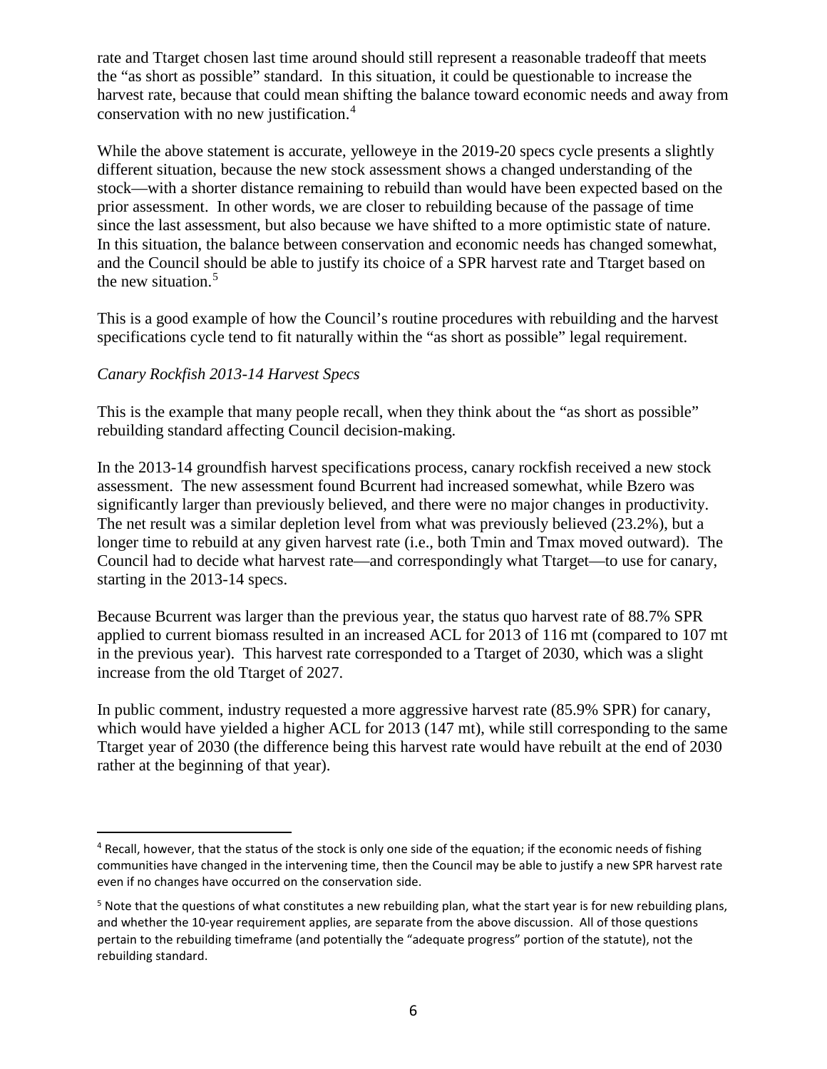rate and Ttarget chosen last time around should still represent a reasonable tradeoff that meets the "as short as possible" standard. In this situation, it could be questionable to increase the harvest rate, because that could mean shifting the balance toward economic needs and away from conservation with no new justification.[4]

While the above statement is accurate, yelloweye in the 2019-20 specs cycle presents a slightly different situation, because the new stock assessment shows a changed understanding of the stock—with a shorter distance remaining to rebuild than would have been expected based on the prior assessment. In other words, we are closer to rebuilding because of the passage of time since the last assessment, but also because we have shifted to a more optimistic state of nature. In this situation, the balance between conservation and economic needs has changed somewhat, and the Council should be able to justify its choice of a SPR harvest rate and Ttarget based on the new situation.[5]

This is a good example of how the Council's routine procedures with rebuilding and the harvest specifications cycle tend to fit naturally within the "as short as possible" legal requirement.

*Canary Rockfish 2013-14 Harvest Specs*

This is the example that many people recall, when they think about the "as short as possible" rebuilding standard affecting Council decision-making.

In the 2013-14 groundfish harvest specifications process, canary rockfish received a new stock assessment. The new assessment found Bcurrent had increased somewhat, while Bzero was significantly larger than previously believed, and there were no major changes in productivity. The net result was a similar depletion level from what was previously believed (23.2%), but a longer time to rebuild at any given harvest rate (i.e., both Tmin and Tmax moved outward). The Council had to decide what harvest rate—and correspondingly what Ttarget—to use for canary, starting in the 2013-14 specs.

Because Bcurrent was larger than the previous year, the status quo harvest rate of 88.7% SPR applied to current biomass resulted in an increased ACL for 2013 of 116 mt (compared to 107 mt in the previous year). This harvest rate corresponded to a Ttarget of 2030, which was a slight increase from the old Ttarget of 2027.

In public comment, industry requested a more aggressive harvest rate (85.9% SPR) for canary, which would have yielded a higher ACL for 2013 (147 mt), while still corresponding to the same Ttarget year of 2030 (the difference being this harvest rate would have rebuilt at the end of 2030 rather at the beginning of that year).

---

[4] Recall, however, that the status of the stock is only one side of the equation; if the economic needs of fishing communities have changed in the intervening time, then the Council may be able to justify a new SPR harvest rate even if no changes have occurred on the conservation side.

[5] Note that the questions of what constitutes a new rebuilding plan, what the start year is for new rebuilding plans, and whether the 10-year requirement applies, are separate from the above discussion. All of those questions pertain to the rebuilding timeframe (and potentially the "adequate progress" portion of the statute), not the rebuilding standard.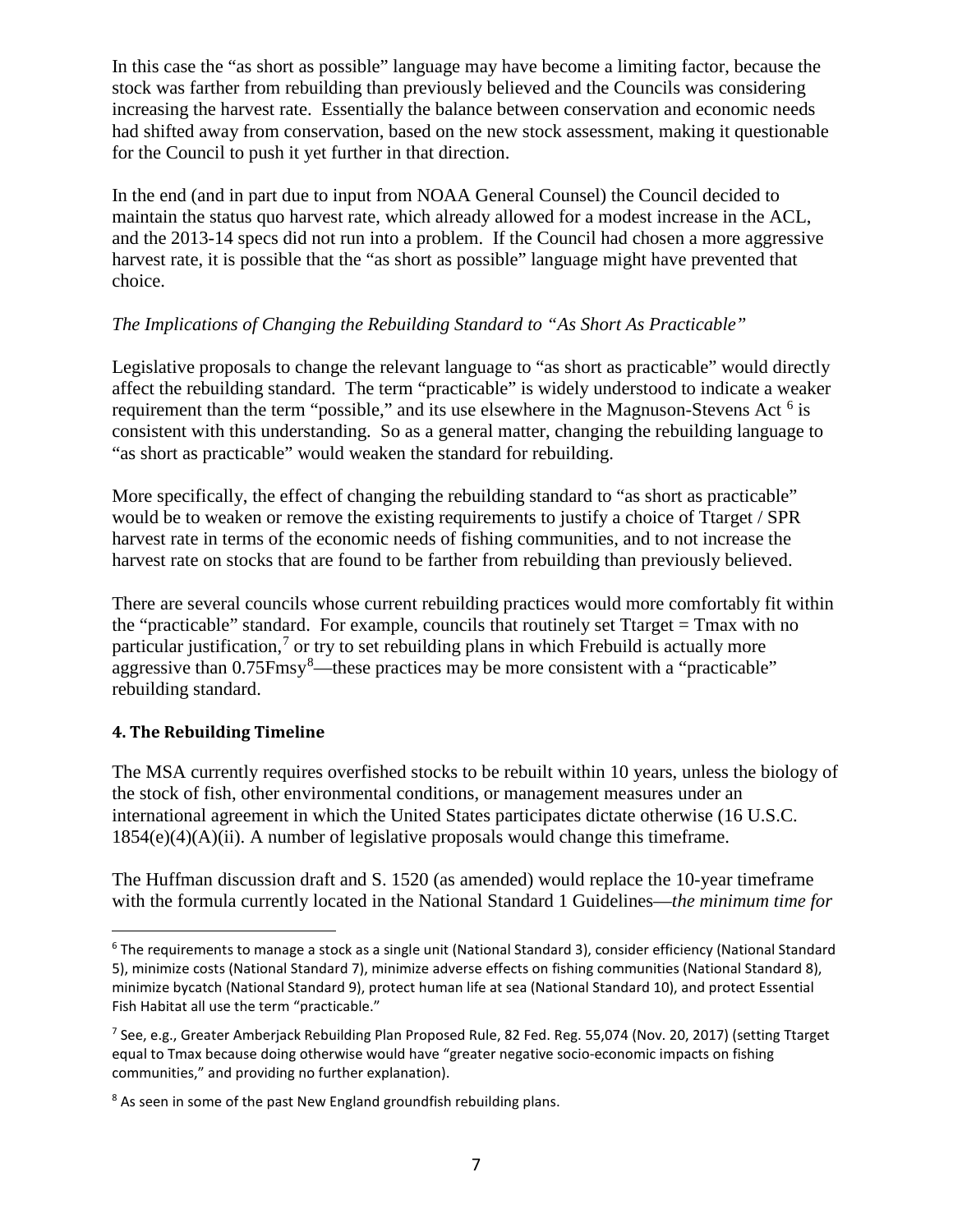In this case the "as short as possible" language may have become a limiting factor, because the stock was farther from rebuilding than previously believed and the Councils was considering increasing the harvest rate. Essentially the balance between conservation and economic needs had shifted away from conservation, based on the new stock assessment, making it questionable for the Council to push it yet further in that direction.

In the end (and in part due to input from NOAA General Counsel) the Council decided to maintain the status quo harvest rate, which already allowed for a modest increase in the ACL, and the 2013-14 specs did not run into a problem. If the Council had chosen a more aggressive harvest rate, it is possible that the "as short as possible" language might have prevented that choice.

*The Implications of Changing the Rebuilding Standard to "As Short As Practicable"*

Legislative proposals to change the relevant language to "as short as practicable" would directly affect the rebuilding standard. The term "practicable" is widely understood to indicate a weaker requirement than the term "possible," and its use elsewhere in the Magnuson-Stevens Act [6] is consistent with this understanding. So as a general matter, changing the rebuilding language to "as short as practicable" would weaken the standard for rebuilding.

More specifically, the effect of changing the rebuilding standard to "as short as practicable" would be to weaken or remove the existing requirements to justify a choice of Ttarget / SPR harvest rate in terms of the economic needs of fishing communities, and to not increase the harvest rate on stocks that are found to be farther from rebuilding than previously believed.

There are several councils whose current rebuilding practices would more comfortably fit within the "practicable" standard. For example, councils that routinely set Ttarget = Tmax with no particular justification,[7] or try to set rebuilding plans in which Frebuild is actually more aggressive than 0.75Fmsy[8]—these practices may be more consistent with a "practicable" rebuilding standard.

## 4. The Rebuilding Timeline

The MSA currently requires overfished stocks to be rebuilt within 10 years, unless the biology of the stock of fish, other environmental conditions, or management measures under an international agreement in which the United States participates dictate otherwise (16 U.S.C. 1854(e)(4)(A)(ii). A number of legislative proposals would change this timeframe.

The Huffman discussion draft and S. 1520 (as amended) would replace the 10-year timeframe with the formula currently located in the National Standard 1 Guidelines—*the minimum time for*

---

[6] The requirements to manage a stock as a single unit (National Standard 3), consider efficiency (National Standard 5), minimize costs (National Standard 7), minimize adverse effects on fishing communities (National Standard 8), minimize bycatch (National Standard 9), protect human life at sea (National Standard 10), and protect Essential Fish Habitat all use the term "practicable."

[7] See, e.g., Greater Amberjack Rebuilding Plan Proposed Rule, 82 Fed. Reg. 55,074 (Nov. 20, 2017) (setting Ttarget equal to Tmax because doing otherwise would have "greater negative socio-economic impacts on fishing communities," and providing no further explanation).

[8] As seen in some of the past New England groundfish rebuilding plans.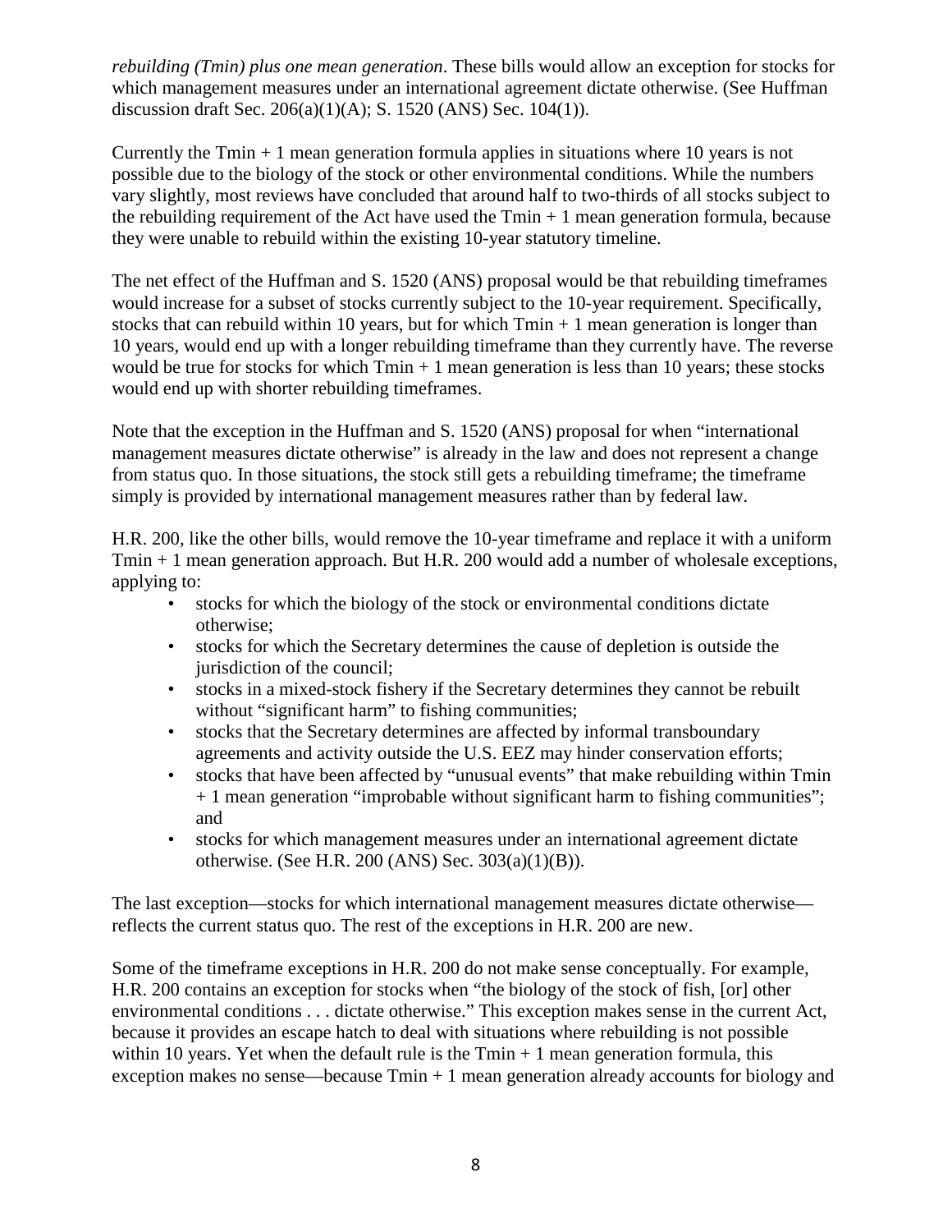*rebuilding (Tmin) plus one mean generation*. These bills would allow an exception for stocks for which management measures under an international agreement dictate otherwise. (See Huffman discussion draft Sec. 206(a)(1)(A); S. 1520 (ANS) Sec. 104(1)).

Currently the Tmin + 1 mean generation formula applies in situations where 10 years is not possible due to the biology of the stock or other environmental conditions. While the numbers vary slightly, most reviews have concluded that around half to two-thirds of all stocks subject to the rebuilding requirement of the Act have used the Tmin + 1 mean generation formula, because they were unable to rebuild within the existing 10-year statutory timeline.

The net effect of the Huffman and S. 1520 (ANS) proposal would be that rebuilding timeframes would increase for a subset of stocks currently subject to the 10-year requirement. Specifically, stocks that can rebuild within 10 years, but for which Tmin + 1 mean generation is longer than 10 years, would end up with a longer rebuilding timeframe than they currently have. The reverse would be true for stocks for which Tmin + 1 mean generation is less than 10 years; these stocks would end up with shorter rebuilding timeframes.

Note that the exception in the Huffman and S. 1520 (ANS) proposal for when "international management measures dictate otherwise" is already in the law and does not represent a change from status quo. In those situations, the stock still gets a rebuilding timeframe; the timeframe simply is provided by international management measures rather than by federal law.

H.R. 200, like the other bills, would remove the 10-year timeframe and replace it with a uniform Tmin + 1 mean generation approach. But H.R. 200 would add a number of wholesale exceptions, applying to:

- stocks for which the biology of the stock or environmental conditions dictate otherwise;
- stocks for which the Secretary determines the cause of depletion is outside the jurisdiction of the council;
- stocks in a mixed-stock fishery if the Secretary determines they cannot be rebuilt without "significant harm" to fishing communities;
- stocks that the Secretary determines are affected by informal transboundary agreements and activity outside the U.S. EEZ may hinder conservation efforts;
- stocks that have been affected by "unusual events" that make rebuilding within Tmin + 1 mean generation "improbable without significant harm to fishing communities"; and
- stocks for which management measures under an international agreement dictate otherwise. (See H.R. 200 (ANS) Sec. 303(a)(1)(B)).

The last exception—stocks for which international management measures dictate otherwise—reflects the current status quo. The rest of the exceptions in H.R. 200 are new.

Some of the timeframe exceptions in H.R. 200 do not make sense conceptually. For example, H.R. 200 contains an exception for stocks when "the biology of the stock of fish, [or] other environmental conditions . . . dictate otherwise." This exception makes sense in the current Act, because it provides an escape hatch to deal with situations where rebuilding is not possible within 10 years. Yet when the default rule is the Tmin + 1 mean generation formula, this exception makes no sense—because Tmin + 1 mean generation already accounts for biology and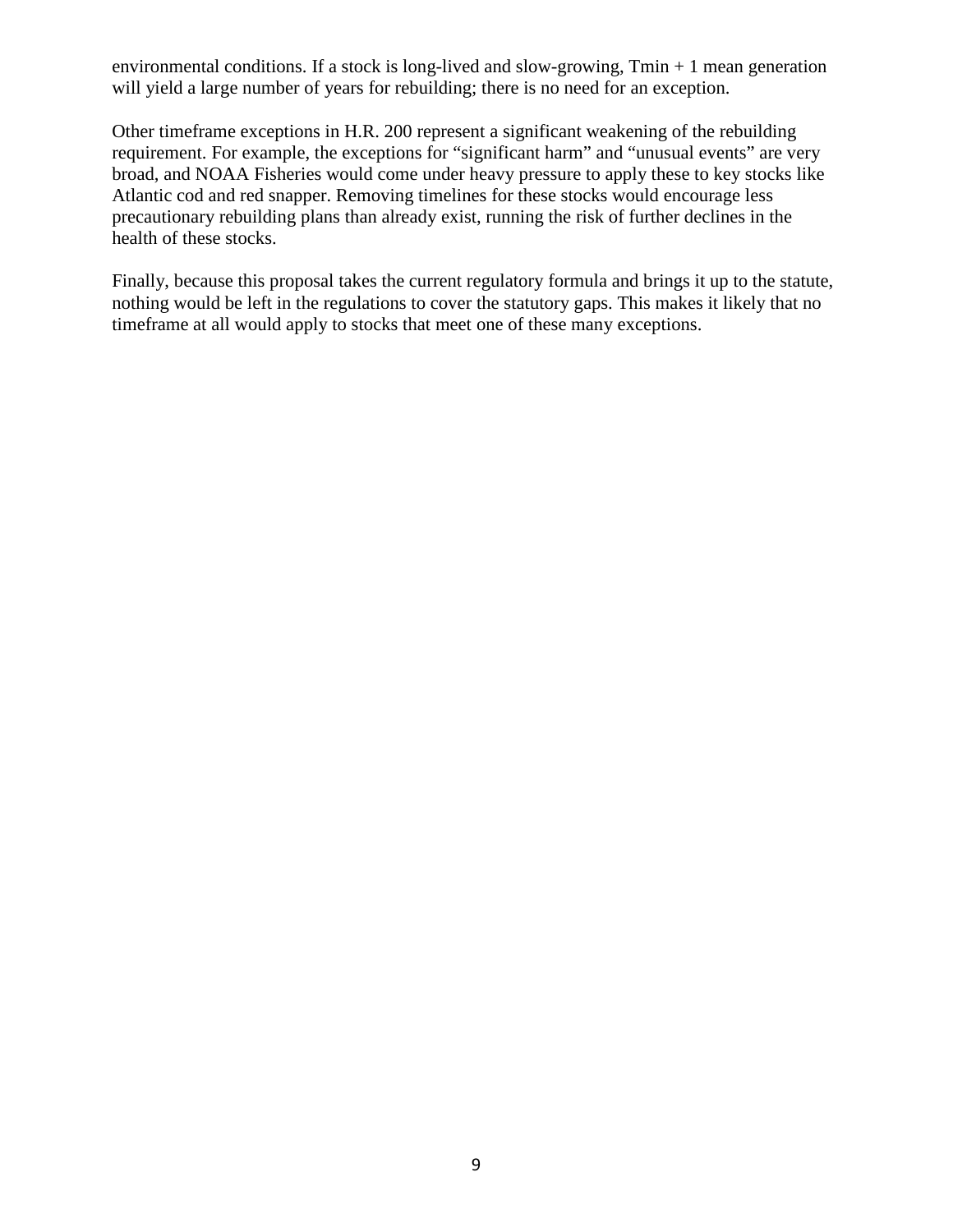environmental conditions. If a stock is long-lived and slow-growing, Tmin + 1 mean generation will yield a large number of years for rebuilding; there is no need for an exception.

Other timeframe exceptions in H.R. 200 represent a significant weakening of the rebuilding requirement. For example, the exceptions for "significant harm" and "unusual events" are very broad, and NOAA Fisheries would come under heavy pressure to apply these to key stocks like Atlantic cod and red snapper. Removing timelines for these stocks would encourage less precautionary rebuilding plans than already exist, running the risk of further declines in the health of these stocks.

Finally, because this proposal takes the current regulatory formula and brings it up to the statute, nothing would be left in the regulations to cover the statutory gaps. This makes it likely that no timeframe at all would apply to stocks that meet one of these many exceptions.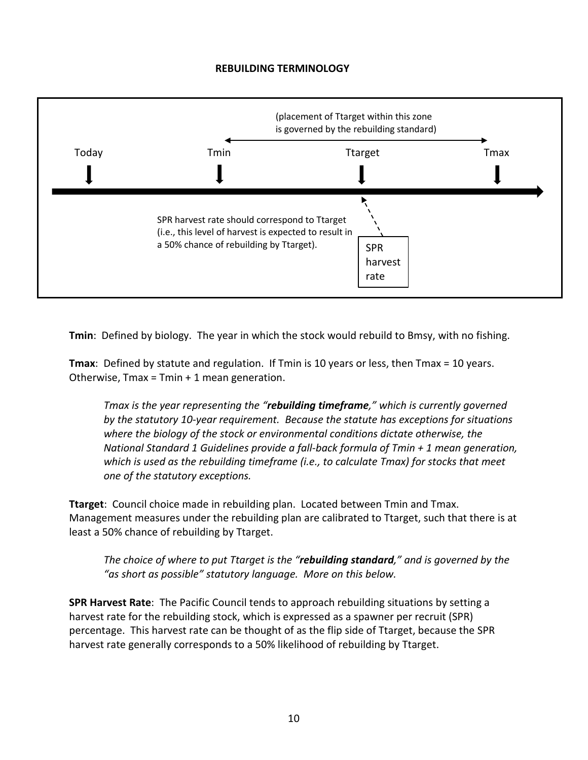### REBUILDING TERMINOLOGY

(placement of Ttarget within this zone is governed by the rebuilding standard)

Today

Tmin

Ttarget

Tmax

SPR harvest rate should correspond to Ttarget (i.e., this level of harvest is expected to result in a 50% chance of rebuilding by Ttarget).

SPR harvest rate

**Tmin**: Defined by biology. The year in which the stock would rebuild to Bmsy, with no fishing.

**Tmax**: Defined by statute and regulation. If Tmin is 10 years or less, then Tmax = 10 years. Otherwise, Tmax = Tmin + 1 mean generation.

> *Tmax is the year representing the "**rebuilding timeframe**," which is currently governed by the statutory 10-year requirement. Because the statute has exceptions for situations where the biology of the stock or environmental conditions dictate otherwise, the National Standard 1 Guidelines provide a fall-back formula of Tmin + 1 mean generation, which is used as the rebuilding timeframe (i.e., to calculate Tmax) for stocks that meet one of the statutory exceptions.*

**Ttarget**: Council choice made in rebuilding plan. Located between Tmin and Tmax. Management measures under the rebuilding plan are calibrated to Ttarget, such that there is at least a 50% chance of rebuilding by Ttarget.

> *The choice of where to put Ttarget is the "**rebuilding standard**," and is governed by the "as short as possible" statutory language. More on this below.*

**SPR Harvest Rate**: The Pacific Council tends to approach rebuilding situations by setting a harvest rate for the rebuilding stock, which is expressed as a spawner per recruit (SPR) percentage. This harvest rate can be thought of as the flip side of Ttarget, because the SPR harvest rate generally corresponds to a 50% likelihood of rebuilding by Ttarget.